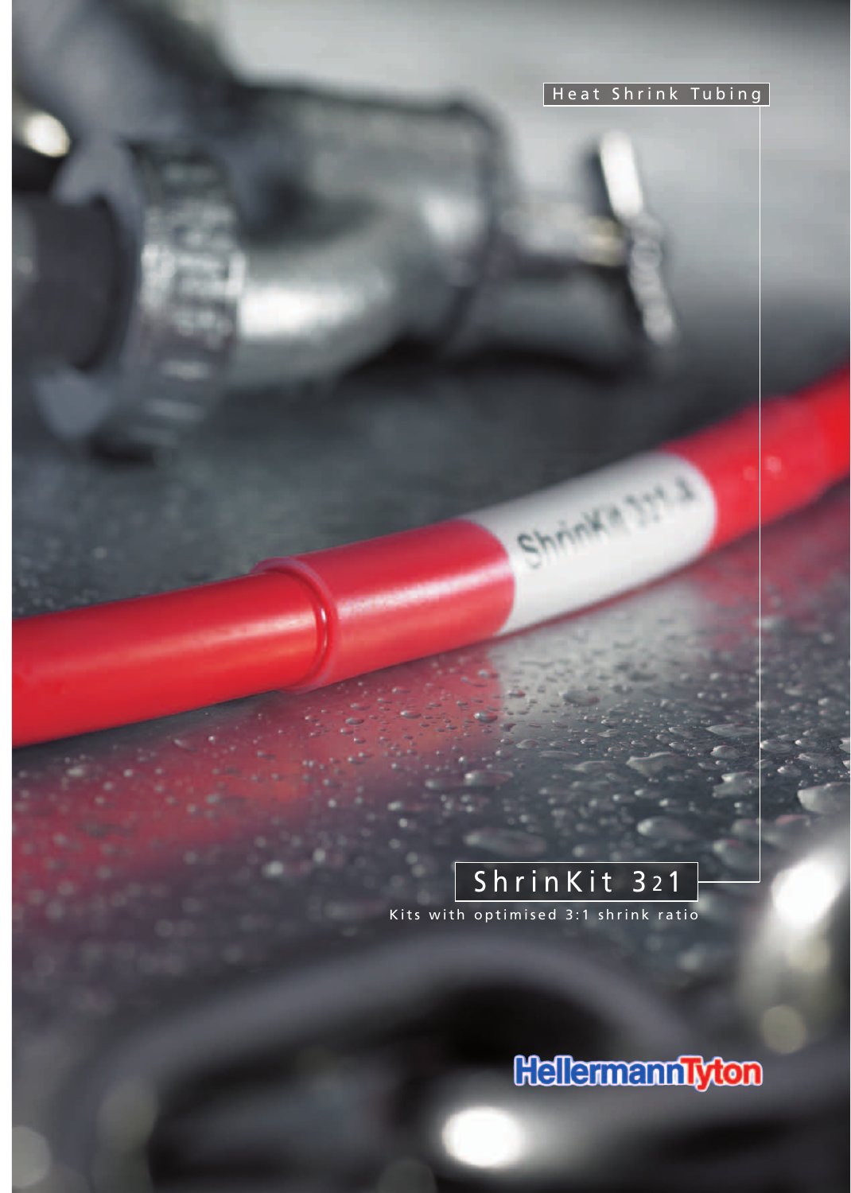Heat Shrink Tubing

# ShrinKit 321

Kits with optimised 3:1 shrink ratio

HellermannTyton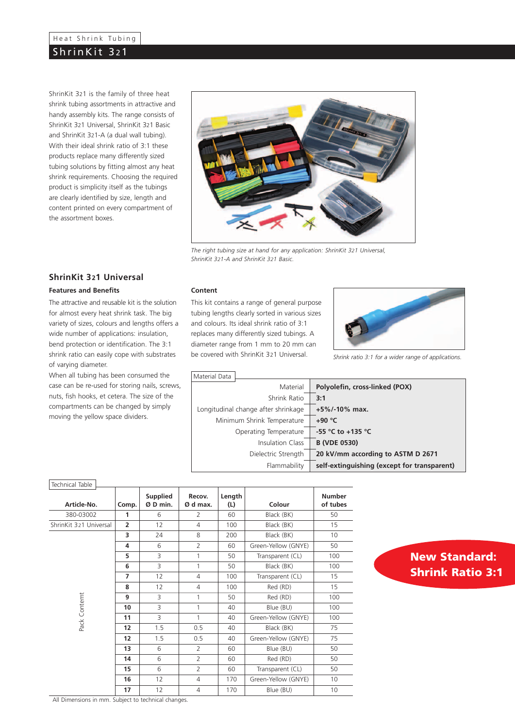Heat Shrink Tubing

## ShrinKit 321

ShrinKit 321 is the family of three heat shrink tubing assortments in attractive and handy assembly kits. The range consists of ShrinKit 321 Universal, ShrinKit 321 Basic and ShrinKit 321-A (a dual wall tubing). With their ideal shrink ratio of 3:1 these products replace many differently sized tubing solutions by fitting almost any heat shrink requirements. Choosing the required product is simplicity itself as the tubings are clearly identified by size, length and content printed on every compartment of the assortment boxes.

*The right tubing size at hand for any application: ShrinKit 321 Universal, ShrinKit 321-A and ShrinKit 321 Basic.*

### ShrinKit 321 Universal

#### Features and Benefits

The attractive and reusable kit is the solution for almost every heat shrink task. The big variety of sizes, colours and lengths offers a wide number of applications: insulation, bend protection or identification. The 3:1 shrink ratio can easily cope with substrates of varying diameter.

When all tubing has been consumed the case can be re-used for storing nails, screws, nuts, fish hooks, et cetera. The size of the compartments can be changed by simply moving the yellow space dividers.

#### Content

This kit contains a range of general purpose tubing lengths clearly sorted in various sizes and colours. Its ideal shrink ratio of 3:1 replaces many differently sized tubings. A diameter range from 1 mm to 20 mm can be covered with ShrinKit 321 Universal.

*Shrink ratio 3:1 for a wider range of applications.*

Material Data

| | |
|---|---|
| Material | **Polyolefin, cross-linked (POX)** |
| Shrink Ratio | **3:1** |
| Longitudinal change after shrinkage | **+5%/-10% max.** |
| Minimum Shrink Temperature | **+90 °C** |
| Operating Temperature | **-55 °C to +135 °C** |
| Insulation Class | **B (VDE 0530)** |
| Dielectric Strength | **20 kV/mm according to ASTM D 2671** |
| Flammability | **self-extinguishing (except for transparent)** |

Technical Table

| Article-No. | Comp. | Supplied Ø D min. | Recov. Ø d max. | Length (L) | Colour | Number of tubes |
|---|---|---|---|---|---|---|
| 380-03002 | 1 | 6 | 2 | 60 | Black (BK) | 50 |
| ShrinKit 321 Universal | 2 | 12 | 4 | 100 | Black (BK) | 15 |
| | 3 | 24 | 8 | 200 | Black (BK) | 10 |
| | 4 | 6 | 2 | 60 | Green-Yellow (GNYE) | 50 |
| | 5 | 3 | 1 | 50 | Transparent (CL) | 100 |
| | 6 | 3 | 1 | 50 | Black (BK) | 100 |
| | 7 | 12 | 4 | 100 | Transparent (CL) | 15 |
| | 8 | 12 | 4 | 100 | Red (RD) | 15 |
| Pack Content | 9 | 3 | 1 | 50 | Red (RD) | 100 |
| | 10 | 3 | 1 | 40 | Blue (BU) | 100 |
| | 11 | 3 | 1 | 40 | Green-Yellow (GNYE) | 100 |
| | 12 | 1.5 | 0.5 | 40 | Black (BK) | 75 |
| | 12 | 1.5 | 0.5 | 40 | Green-Yellow (GNYE) | 75 |
| | 13 | 6 | 2 | 60 | Blue (BU) | 50 |
| | 14 | 6 | 2 | 60 | Red (RD) | 50 |
| | 15 | 6 | 2 | 60 | Transparent (CL) | 50 |
| | 16 | 12 | 4 | 170 | Green-Yellow (GNYE) | 10 |
| | 17 | 12 | 4 | 170 | Blue (BU) | 10 |

All Dimensions in mm. Subject to technical changes.

**New Standard: Shrink Ratio 3:1**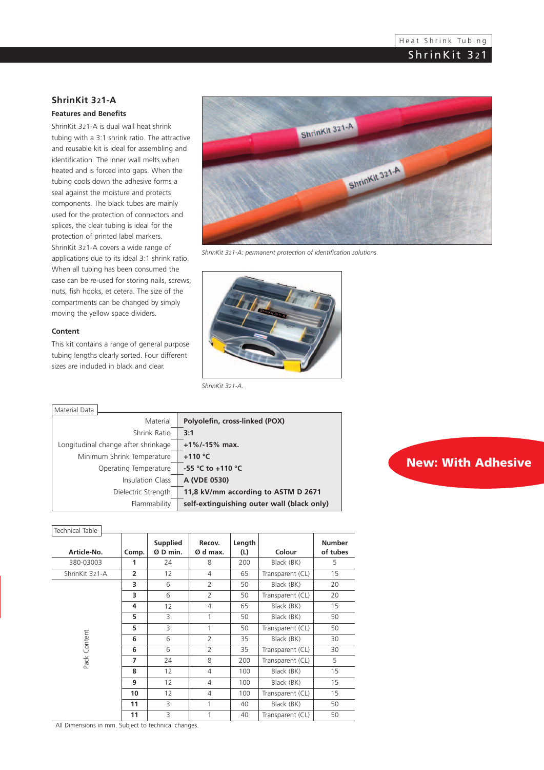## ShrinKit 321-A

### Features and Benefits

ShrinKit 321-A is dual wall heat shrink tubing with a 3:1 shrink ratio. The attractive and reusable kit is ideal for assembling and identification. The inner wall melts when heated and is forced into gaps. When the tubing cools down the adhesive forms a seal against the moisture and protects components. The black tubes are mainly used for the protection of connectors and splices, the clear tubing is ideal for the protection of printed label markers. ShrinKit 321-A covers a wide range of applications due to its ideal 3:1 shrink ratio. When all tubing has been consumed the case can be re-used for storing nails, screws, nuts, fish hooks, et cetera. The size of the compartments can be changed by simply moving the yellow space dividers.

### Content

This kit contains a range of general purpose tubing lengths clearly sorted. Four different sizes are included in black and clear.

*ShrinKit 321-A: permanent protection of identification solutions.*

*ShrinKit 321-A.*

**New: With Adhesive**

Material Data

| | |
|---|---|
| Material | **Polyolefin, cross-linked (POX)** |
| Shrink Ratio | **3:1** |
| Longitudinal change after shrinkage | **+1%/-15% max.** |
| Minimum Shrink Temperature | **+110 °C** |
| Operating Temperature | **-55 °C to +110 °C** |
| Insulation Class | **A (VDE 0530)** |
| Dielectric Strength | **11,8 kV/mm according to ASTM D 2671** |
| Flammability | **self-extinguishing outer wall (black only)** |

Technical Table

| Article-No. | Comp. | Supplied Ø D min. | Recov. Ø d max. | Length (L) | Colour | Number of tubes |
|---|---|---|---|---|---|---|
| 380-03003 | **1** | 24 | 8 | 200 | Black (BK) | 5 |
| ShrinKit 321-A | **2** | 12 | 4 | 65 | Transparent (CL) | 15 |
| Pack Content | **3** | 6 | 2 | 50 | Black (BK) | 20 |
| | **3** | 6 | 2 | 50 | Transparent (CL) | 20 |
| | **4** | 12 | 4 | 65 | Black (BK) | 15 |
| | **5** | 3 | 1 | 50 | Black (BK) | 50 |
| | **5** | 3 | 1 | 50 | Transparent (CL) | 50 |
| | **6** | 6 | 2 | 35 | Black (BK) | 30 |
| | **6** | 6 | 2 | 35 | Transparent (CL) | 30 |
| | **7** | 24 | 8 | 200 | Transparent (CL) | 5 |
| | **8** | 12 | 4 | 100 | Black (BK) | 15 |
| | **9** | 12 | 4 | 100 | Black (BK) | 15 |
| | **10** | 12 | 4 | 100 | Transparent (CL) | 15 |
| | **11** | 3 | 1 | 40 | Black (BK) | 50 |
| | **11** | 3 | 1 | 40 | Transparent (CL) | 50 |

All Dimensions in mm. Subject to technical changes.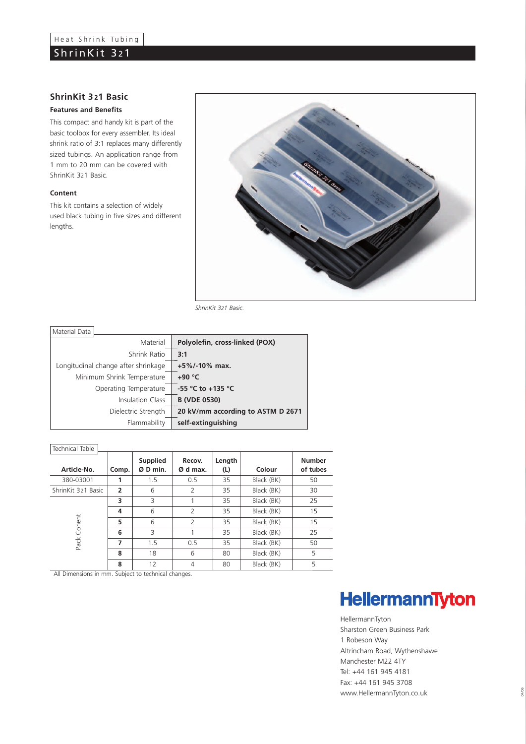Heat Shrink Tubing

# ShrinKit 321

## ShrinKit 321 Basic

### Features and Benefits

This compact and handy kit is part of the basic toolbox for every assembler. Its ideal shrink ratio of 3:1 replaces many differently sized tubings. An application range from 1 mm to 20 mm can be covered with ShrinKit 321 Basic.

### Content

This kit contains a selection of widely used black tubing in five sizes and different lengths.

*ShrinKit 321 Basic.*

Material Data

| | |
|---|---|
| Material | **Polyolefin, cross-linked (POX)** |
| Shrink Ratio | **3:1** |
| Longitudinal change after shrinkage | **+5%/-10% max.** |
| Minimum Shrink Temperature | **+90 °C** |
| Operating Temperature | **-55 °C to +135 °C** |
| Insulation Class | **B (VDE 0530)** |
| Dielectric Strength | **20 kV/mm according to ASTM D 2671** |
| Flammability | **self-extinguishing** |

Technical Table

| Article-No. | Comp. | Supplied Ø D min. | Recov. Ø d max. | Length (L) | Colour | Number of tubes |
|---|---|---|---|---|---|---|
| 380-03001 | **1** | 1.5 | 0.5 | 35 | Black (BK) | 50 |
| ShrinKit 321 Basic | **2** | 6 | 2 | 35 | Black (BK) | 30 |
| Pack Conent | **3** | 3 | 1 | 35 | Black (BK) | 25 |
| | **4** | 6 | 2 | 35 | Black (BK) | 15 |
| | **5** | 6 | 2 | 35 | Black (BK) | 15 |
| | **6** | 3 | 1 | 35 | Black (BK) | 25 |
| | **7** | 1.5 | 0.5 | 35 | Black (BK) | 50 |
| | **8** | 18 | 6 | 80 | Black (BK) | 5 |
| | **8** | 12 | 4 | 80 | Black (BK) | 5 |

All Dimensions in mm. Subject to technical changes.

HellermannTyton

HellermannTyton
Sharston Green Business Park
1 Robeson Way
Altrincham Road, Wythenshawe
Manchester M22 4TY
Tel: +44 161 945 4181
Fax: +44 161 945 3708
www.HellermannTyton.co.uk